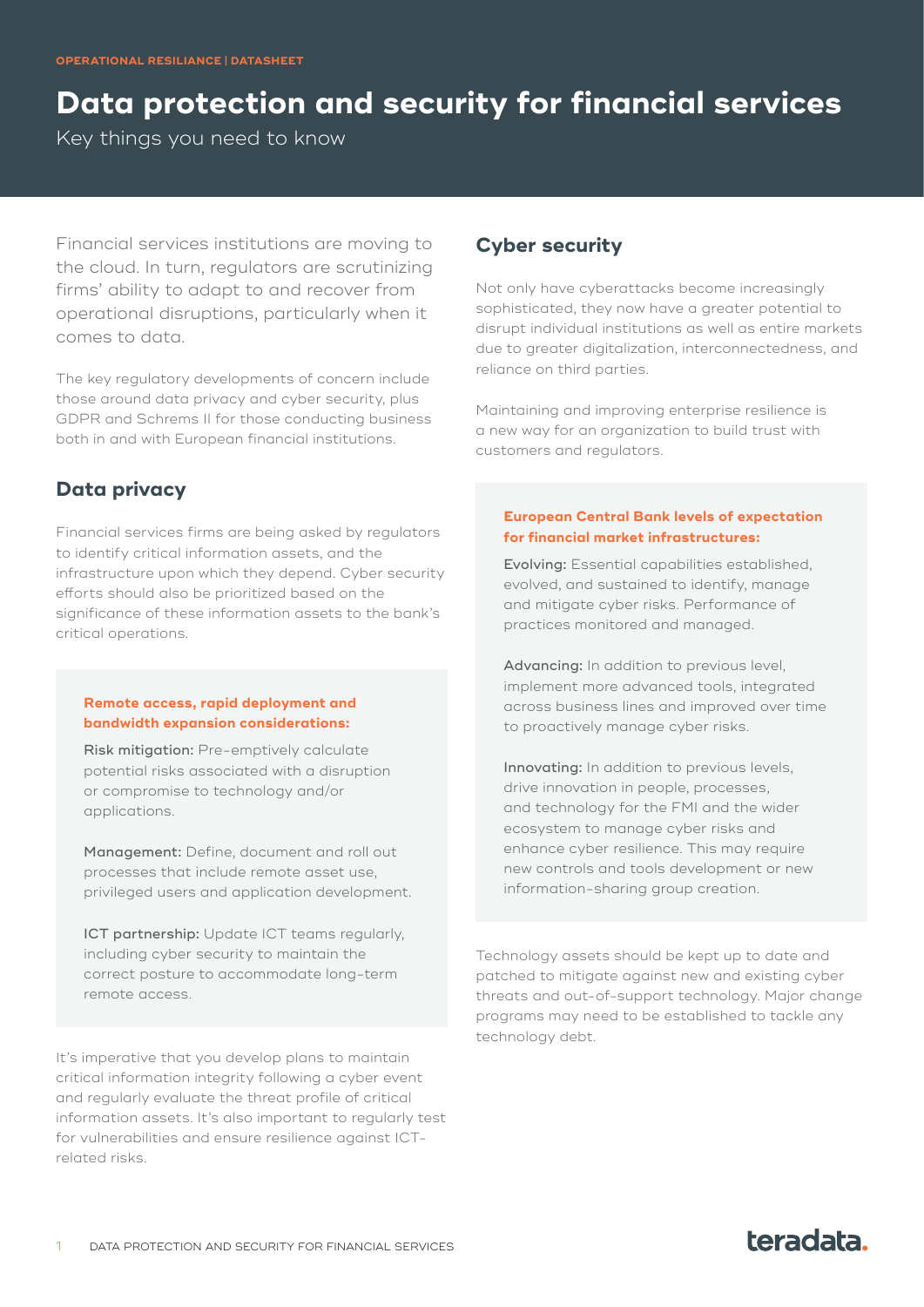OPERATIONAL RESILIANCE | DATASHEET

# Data protection and security for financial services

Key things you need to know

Financial services institutions are moving to the cloud. In turn, regulators are scrutinizing firms' ability to adapt to and recover from operational disruptions, particularly when it comes to data.

The key regulatory developments of concern include those around data privacy and cyber security, plus GDPR and Schrems II for those conducting business both in and with European financial institutions.

## Data privacy

Financial services firms are being asked by regulators to identify critical information assets, and the infrastructure upon which they depend. Cyber security efforts should also be prioritized based on the significance of these information assets to the bank's critical operations.

**Remote access, rapid deployment and bandwidth expansion considerations:**

Risk mitigation: Pre-emptively calculate potential risks associated with a disruption or compromise to technology and/or applications.

Management: Define, document and roll out processes that include remote asset use, privileged users and application development.

ICT partnership: Update ICT teams regularly, including cyber security to maintain the correct posture to accommodate long-term remote access.

It's imperative that you develop plans to maintain critical information integrity following a cyber event and regularly evaluate the threat profile of critical information assets. It's also important to regularly test for vulnerabilities and ensure resilience against ICT-related risks.

## Cyber security

Not only have cyberattacks become increasingly sophisticated, they now have a greater potential to disrupt individual institutions as well as entire markets due to greater digitalization, interconnectedness, and reliance on third parties.

Maintaining and improving enterprise resilience is a new way for an organization to build trust with customers and regulators.

**European Central Bank levels of expectation for financial market infrastructures:**

Evolving: Essential capabilities established, evolved, and sustained to identify, manage and mitigate cyber risks. Performance of practices monitored and managed.

Advancing: In addition to previous level, implement more advanced tools, integrated across business lines and improved over time to proactively manage cyber risks.

Innovating: In addition to previous levels, drive innovation in people, processes, and technology for the FMI and the wider ecosystem to manage cyber risks and enhance cyber resilience. This may require new controls and tools development or new information-sharing group creation.

Technology assets should be kept up to date and patched to mitigate against new and existing cyber threats and out-of-support technology. Major change programs may need to be established to tackle any technology debt.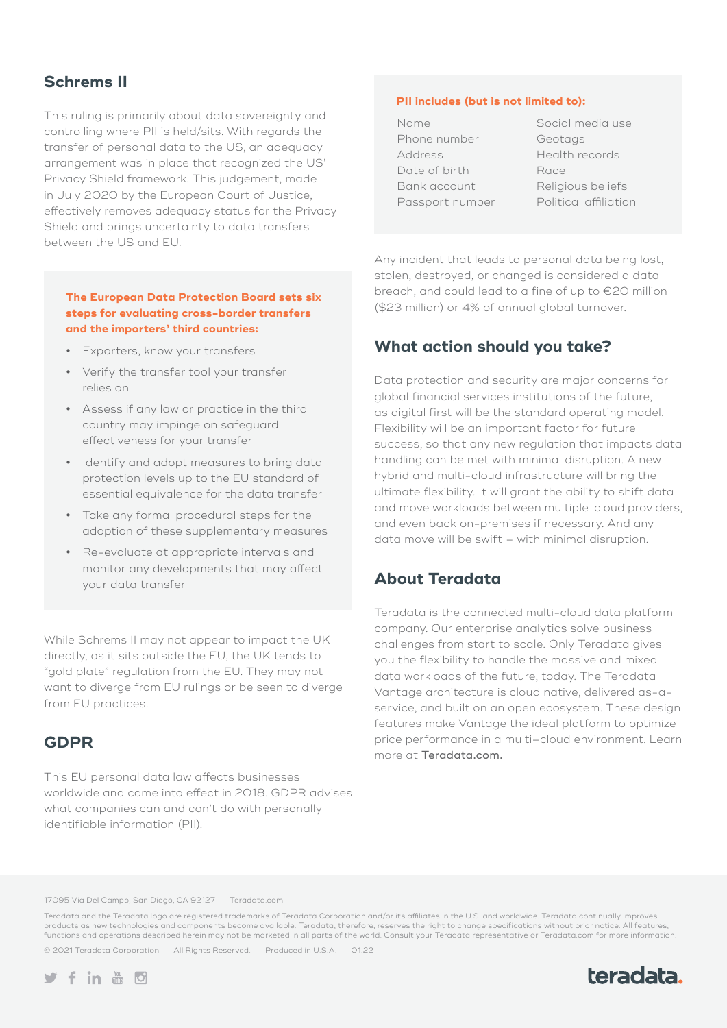## Schrems II

This ruling is primarily about data sovereignty and controlling where PII is held/sits. With regards the transfer of personal data to the US, an adequacy arrangement was in place that recognized the US' Privacy Shield framework. This judgement, made in July 2020 by the European Court of Justice, effectively removes adequacy status for the Privacy Shield and brings uncertainty to data transfers between the US and EU.

**The European Data Protection Board sets six steps for evaluating cross-border transfers and the importers' third countries:**

- Exporters, know your transfers
- Verify the transfer tool your transfer relies on
- Assess if any law or practice in the third country may impinge on safeguard effectiveness for your transfer
- Identify and adopt measures to bring data protection levels up to the EU standard of essential equivalence for the data transfer
- Take any formal procedural steps for the adoption of these supplementary measures
- Re-evaluate at appropriate intervals and monitor any developments that may affect your data transfer

While Schrems II may not appear to impact the UK directly, as it sits outside the EU, the UK tends to "gold plate" regulation from the EU. They may not want to diverge from EU rulings or be seen to diverge from EU practices.

## GDPR

This EU personal data law affects businesses worldwide and came into effect in 2018. GDPR advises what companies can and can't do with personally identifiable information (PII).

**PII includes (but is not limited to):**

- Name
- Phone number
- Address
- Date of birth
- Bank account
- Passport number
- Social media use
- Geotags
- Health records
- Race
- Religious beliefs
- Political affiliation

Any incident that leads to personal data being lost, stolen, destroyed, or changed is considered a data breach, and could lead to a fine of up to €20 million ($23 million) or 4% of annual global turnover.

## What action should you take?

Data protection and security are major concerns for global financial services institutions of the future, as digital first will be the standard operating model. Flexibility will be an important factor for future success, so that any new regulation that impacts data handling can be met with minimal disruption. A new hybrid and multi-cloud infrastructure will bring the ultimate flexibility. It will grant the ability to shift data and move workloads between multiple cloud providers, and even back on-premises if necessary. And any data move will be swift – with minimal disruption.

## About Teradata

Teradata is the connected multi-cloud data platform company. Our enterprise analytics solve business challenges from start to scale. Only Teradata gives you the flexibility to handle the massive and mixed data workloads of the future, today. The Teradata Vantage architecture is cloud native, delivered as-a-service, and built on an open ecosystem. These design features make Vantage the ideal platform to optimize price performance in a multi-cloud environment. Learn more at **Teradata.com.**

17095 Via Del Campo, San Diego, CA 92127 Teradata.com

Teradata and the Teradata logo are registered trademarks of Teradata Corporation and/or its affiliates in the U.S. and worldwide. Teradata continually improves products as new technologies and components become available. Teradata, therefore, reserves the right to change specifications without prior notice. All features, functions and operations described herein may not be marketed in all parts of the world. Consult your Teradata representative or Teradata.com for more information.

© 2021 Teradata Corporation All Rights Reserved. Produced in U.S.A. 01.22